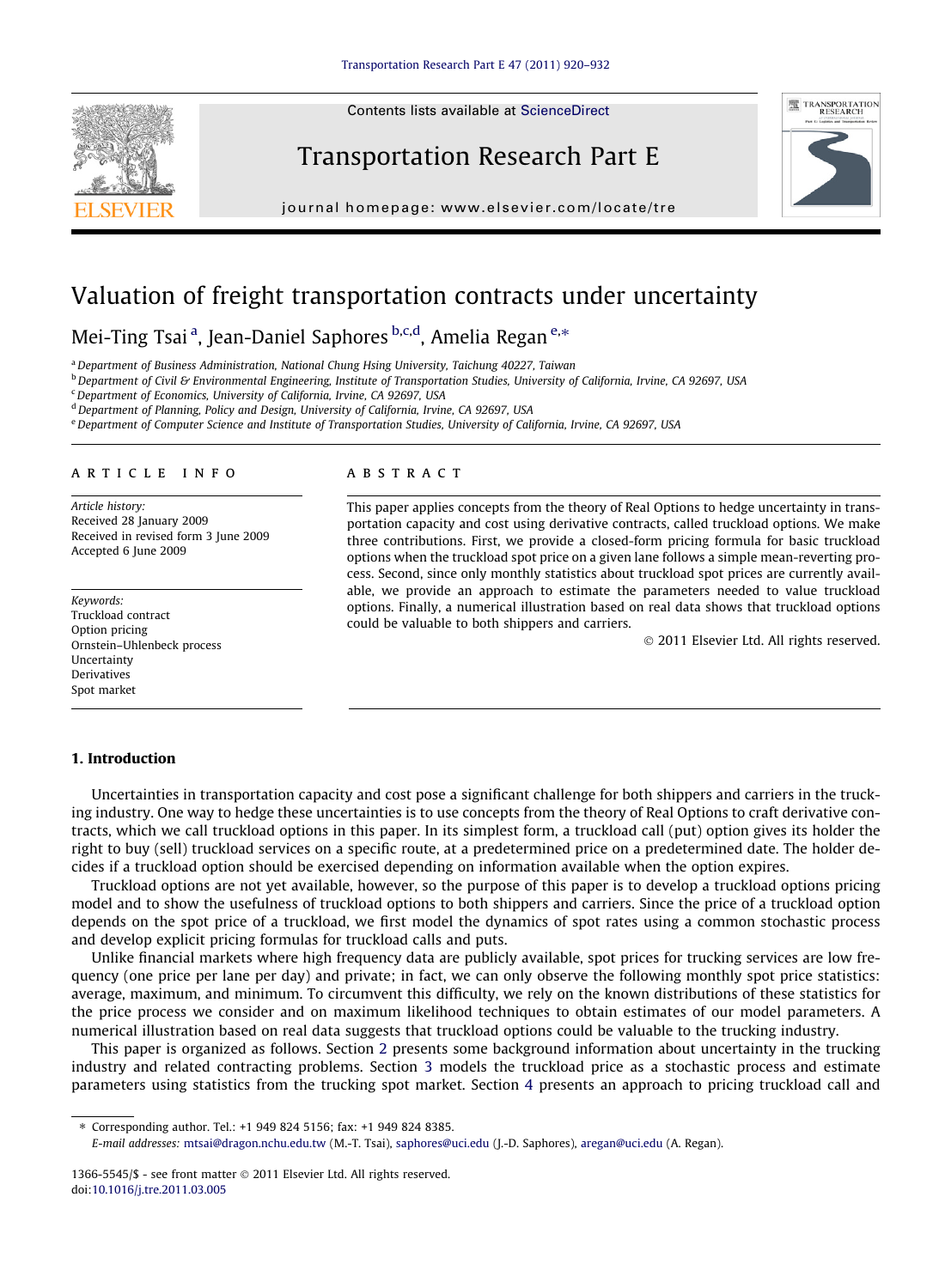# Valuation of freight transportation contracts under uncertainty

Mei-Ting Tsai [a], Jean-Daniel Saphores [b,c,d], Amelia Regan [e,*]

[a] Department of Business Administration, National Chung Hsing University, Taichung 40227, Taiwan
[b] Department of Civil & Environmental Engineering, Institute of Transportation Studies, University of California, Irvine, CA 92697, USA
[c] Department of Economics, University of California, Irvine, CA 92697, USA
[d] Department of Planning, Policy and Design, University of California, Irvine, CA 92697, USA
[e] Department of Computer Science and Institute of Transportation Studies, University of California, Irvine, CA 92697, USA

## ARTICLE INFO

*Article history:*
Received 28 January 2009
Received in revised form 3 June 2009
Accepted 6 June 2009

*Keywords:*
Truckload contract
Option pricing
Ornstein–Uhlenbeck process
Uncertainty
Derivatives
Spot market

## ABSTRACT

This paper applies concepts from the theory of Real Options to hedge uncertainty in transportation capacity and cost using derivative contracts, called truckload options. We make three contributions. First, we provide a closed-form pricing formula for basic truckload options when the truckload spot price on a given lane follows a simple mean-reverting process. Second, since only monthly statistics about truckload spot prices are currently available, we provide an approach to estimate the parameters needed to value truckload options. Finally, a numerical illustration based on real data shows that truckload options could be valuable to both shippers and carriers.

© 2011 Elsevier Ltd. All rights reserved.

## 1. Introduction

Uncertainties in transportation capacity and cost pose a significant challenge for both shippers and carriers in the trucking industry. One way to hedge these uncertainties is to use concepts from the theory of Real Options to craft derivative contracts, which we call truckload options in this paper. In its simplest form, a truckload call (put) option gives its holder the right to buy (sell) truckload services on a specific route, at a predetermined price on a predetermined date. The holder decides if a truckload option should be exercised depending on information available when the option expires.

Truckload options are not yet available, however, so the purpose of this paper is to develop a truckload options pricing model and to show the usefulness of truckload options to both shippers and carriers. Since the price of a truckload option depends on the spot price of a truckload, we first model the dynamics of spot rates using a common stochastic process and develop explicit pricing formulas for truckload calls and puts.

Unlike financial markets where high frequency data are publicly available, spot prices for trucking services are low frequency (one price per lane per day) and private; in fact, we can only observe the following monthly spot price statistics: average, maximum, and minimum. To circumvent this difficulty, we rely on the known distributions of these statistics for the price process we consider and on maximum likelihood techniques to obtain estimates of our model parameters. A numerical illustration based on real data suggests that truckload options could be valuable to the trucking industry.

This paper is organized as follows. Section 2 presents some background information about uncertainty in the trucking industry and related contracting problems. Section 3 models the truckload price as a stochastic process and estimate parameters using statistics from the trucking spot market. Section 4 presents an approach to pricing truckload call and

* Corresponding author. Tel.: +1 949 824 5156; fax: +1 949 824 8385.
E-mail addresses: mtsai@dragon.nchu.edu.tw (M.-T. Tsai), saphores@uci.edu (J.-D. Saphores), aregan@uci.edu (A. Regan).

1366-5545/$ - see front matter © 2011 Elsevier Ltd. All rights reserved.
doi:10.1016/j.tre.2011.03.005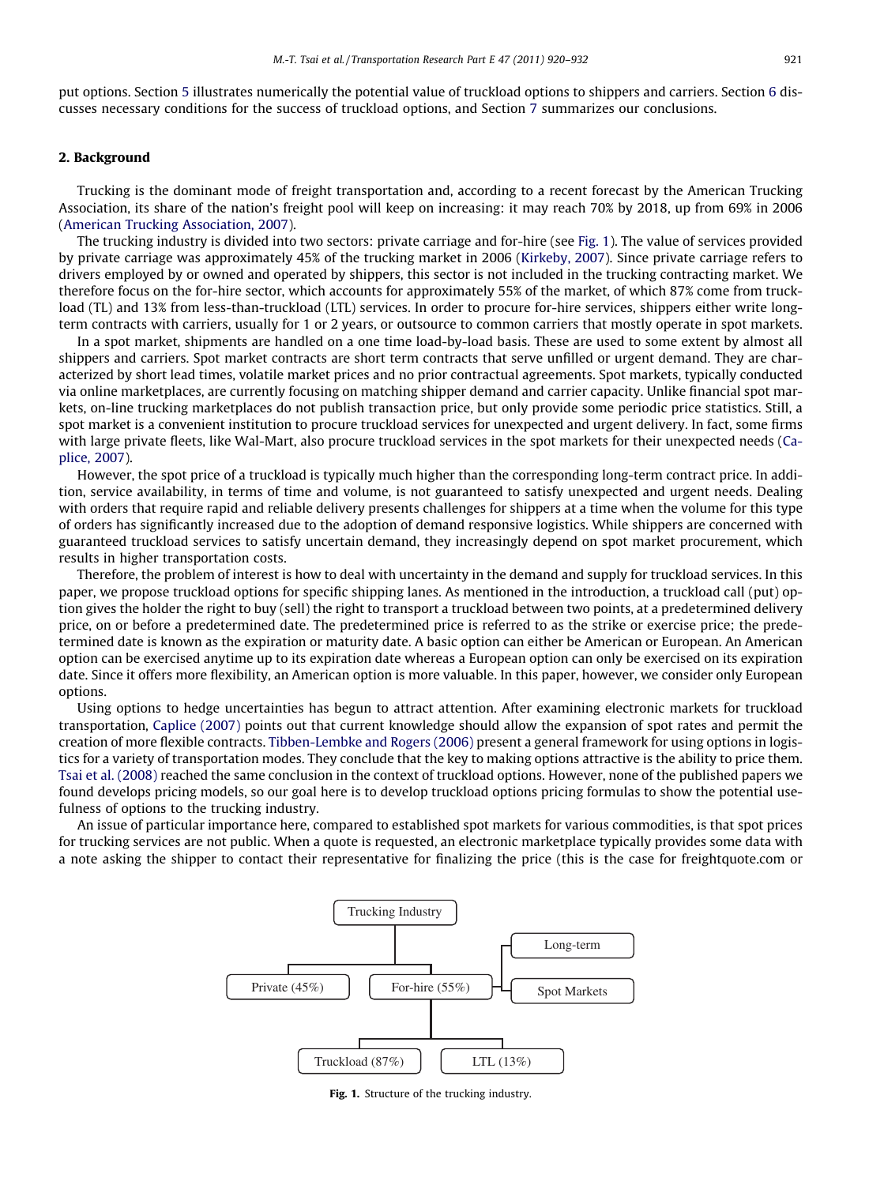put options. Section 5 illustrates numerically the potential value of truckload options to shippers and carriers. Section 6 discusses necessary conditions for the success of truckload options, and Section 7 summarizes our conclusions.

## 2. Background

Trucking is the dominant mode of freight transportation and, according to a recent forecast by the American Trucking Association, its share of the nation's freight pool will keep on increasing: it may reach 70% by 2018, up from 69% in 2006 (American Trucking Association, 2007).

The trucking industry is divided into two sectors: private carriage and for-hire (see Fig. 1). The value of services provided by private carriage was approximately 45% of the trucking market in 2006 (Kirkeby, 2007). Since private carriage refers to drivers employed by or owned and operated by shippers, this sector is not included in the trucking contracting market. We therefore focus on the for-hire sector, which accounts for approximately 55% of the market, of which 87% come from truckload (TL) and 13% from less-than-truckload (LTL) services. In order to procure for-hire services, shippers either write long-term contracts with carriers, usually for 1 or 2 years, or outsource to common carriers that mostly operate in spot markets.

In a spot market, shipments are handled on a one time load-by-load basis. These are used to some extent by almost all shippers and carriers. Spot market contracts are short term contracts that serve unfilled or urgent demand. They are characterized by short lead times, volatile market prices and no prior contractual agreements. Spot markets, typically conducted via online marketplaces, are currently focusing on matching shipper demand and carrier capacity. Unlike financial spot markets, on-line trucking marketplaces do not publish transaction price, but only provide some periodic price statistics. Still, a spot market is a convenient institution to procure truckload services for unexpected and urgent delivery. In fact, some firms with large private fleets, like Wal-Mart, also procure truckload services in the spot markets for their unexpected needs (Caplice, 2007).

However, the spot price of a truckload is typically much higher than the corresponding long-term contract price. In addition, service availability, in terms of time and volume, is not guaranteed to satisfy unexpected and urgent needs. Dealing with orders that require rapid and reliable delivery presents challenges for shippers at a time when the volume for this type of orders has significantly increased due to the adoption of demand responsive logistics. While shippers are concerned with guaranteed truckload services to satisfy uncertain demand, they increasingly depend on spot market procurement, which results in higher transportation costs.

Therefore, the problem of interest is how to deal with uncertainty in the demand and supply for truckload services. In this paper, we propose truckload options for specific shipping lanes. As mentioned in the introduction, a truckload call (put) option gives the holder the right to buy (sell) the right to transport a truckload between two points, at a predetermined delivery price, on or before a predetermined date. The predetermined price is referred to as the strike or exercise price; the predetermined date is known as the expiration or maturity date. A basic option can either be American or European. An American option can be exercised anytime up to its expiration date whereas a European option can only be exercised on its expiration date. Since it offers more flexibility, an American option is more valuable. In this paper, however, we consider only European options.

Using options to hedge uncertainties has begun to attract attention. After examining electronic markets for truckload transportation, Caplice (2007) points out that current knowledge should allow the expansion of spot rates and permit the creation of more flexible contracts. Tibben-Lembke and Rogers (2006) present a general framework for using options in logistics for a variety of transportation modes. They conclude that the key to making options attractive is the ability to price them. Tsai et al. (2008) reached the same conclusion in the context of truckload options. However, none of the published papers we found develops pricing models, so our goal here is to develop truckload options pricing formulas to show the potential usefulness of options to the trucking industry.

An issue of particular importance here, compared to established spot markets for various commodities, is that spot prices for trucking services are not public. When a quote is requested, an electronic marketplace typically provides some data with a note asking the shipper to contact their representative for finalizing the price (this is the case for freightquote.com or

Trucking Industry → Private (45%); For-hire (55%) → Long-term, Spot Markets; For-hire (55%) → Truckload (87%), LTL (13%)

**Fig. 1.** Structure of the trucking industry.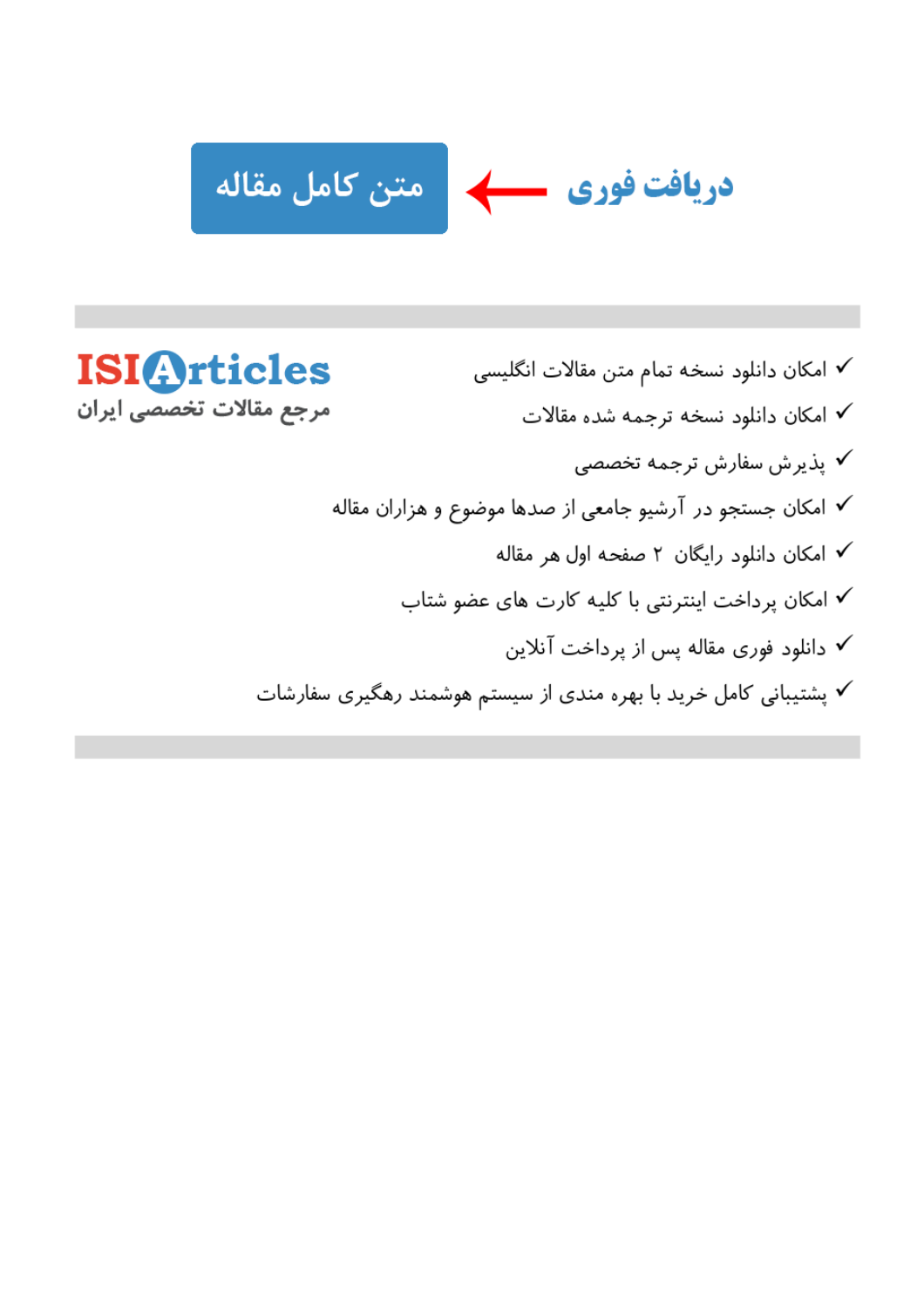دریافت فوری ← **متن کامل مقاله**

**ISIArticles**
مرجع مقالات تخصصی ایران

- ✓ امکان دانلود نسخه تمام متن مقالات انگلیسی
- ✓ امکان دانلود نسخه ترجمه شده مقالات
- ✓ پذیرش سفارش ترجمه تخصصی
- ✓ امکان جستجو در آرشیو جامعی از صدها موضوع و هزاران مقاله
- ✓ امکان دانلود رایگان ۲ صفحه اول هر مقاله
- ✓ امکان پرداخت اینترنتی با کلیه کارت های عضو شتاب
- ✓ دانلود فوری مقاله پس از پرداخت آنلاین
- ✓ پشتیبانی کامل خرید با بهره مندی از سیستم هوشمند رهگیری سفارشات